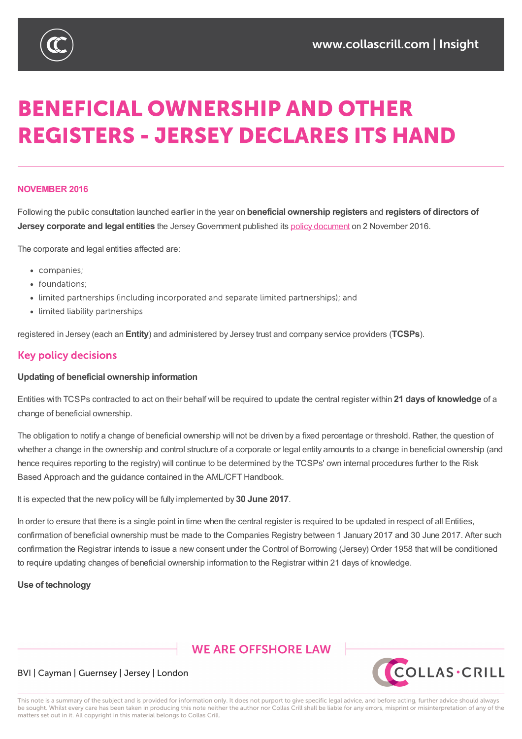# BENEFICIAL OWNERSHIP AND OTHER REGISTERS - JERSEY DECLARES ITS HAND

**NOVEMBER 2016**

Following the public consultation launched earlier in the year on **beneficial ownership registers** and **registers of directors of Jersey corporate and legal entities** the Jersey Government published its policy document on 2 November 2016.

The corporate and legal entities affected are:

- companies;
- foundations;
- limited partnerships (including incorporated and separate limited partnerships); and
- limited liability partnerships

registered in Jersey (each an **Entity**) and administered by Jersey trust and company service providers (**TCSPs**).

## Key policy decisions

### Updating of beneficial ownership information

Entities with TCSPs contracted to act on their behalf will be required to update the central register within **21 days of knowledge** of a change of beneficial ownership.

The obligation to notify a change of beneficial ownership will not be driven by a fixed percentage or threshold. Rather, the question of whether a change in the ownership and control structure of a corporate or legal entity amounts to a change in beneficial ownership (and hence requires reporting to the registry) will continue to be determined by the TCSPs' own internal procedures further to the Risk Based Approach and the guidance contained in the AML/CFT Handbook.

It is expected that the new policy will be fully implemented by **30 June 2017**.

In order to ensure that there is a single point in time when the central register is required to be updated in respect of all Entities, confirmation of beneficial ownership must be made to the Companies Registry between 1 January 2017 and 30 June 2017. After such confirmation the Registrar intends to issue a new consent under the Control of Borrowing (Jersey) Order 1958 that will be conditioned to require updating changes of beneficial ownership information to the Registrar within 21 days of knowledge.

### Use of technology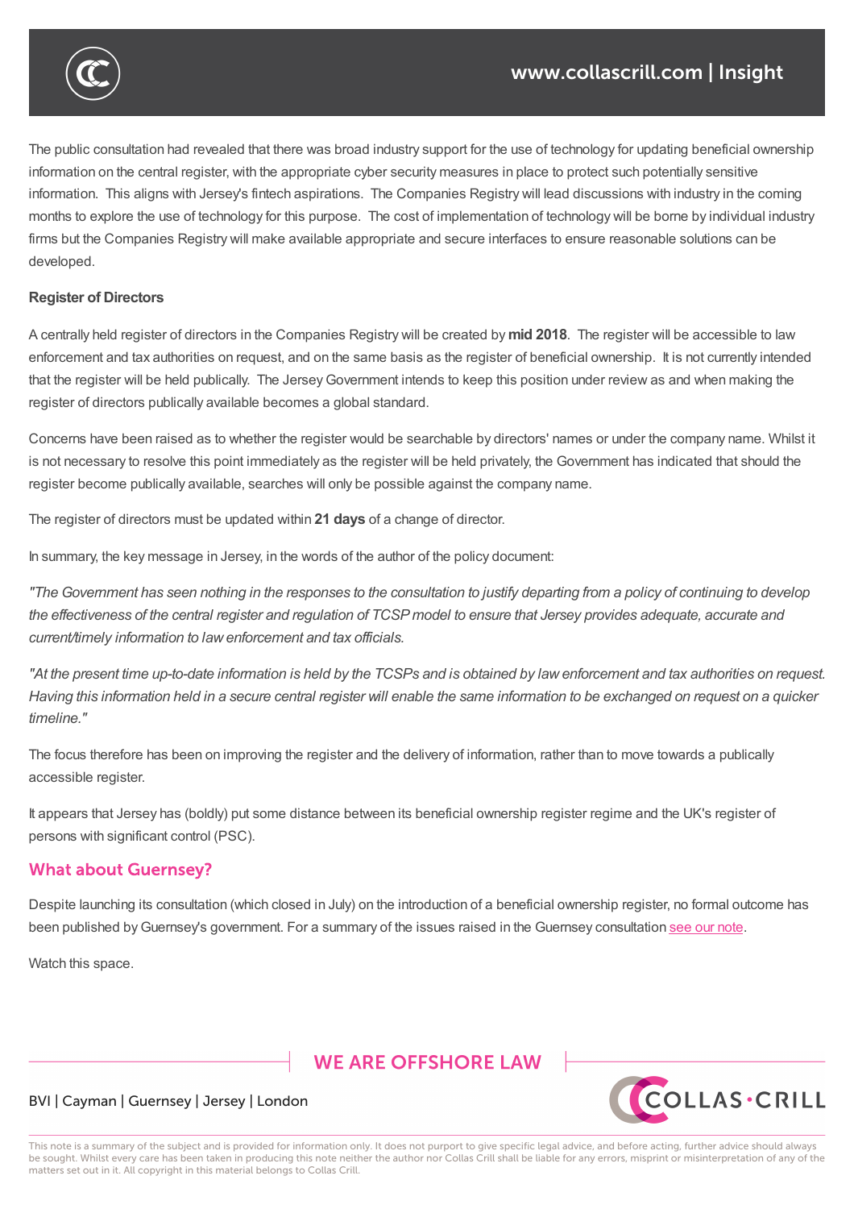The public consultation had revealed that there was broad industry support for the use of technology for updating beneficial ownership information on the central register, with the appropriate cyber security measures in place to protect such potentially sensitive information. This aligns with Jersey's fintech aspirations. The Companies Registry will lead discussions with industry in the coming months to explore the use of technology for this purpose. The cost of implementation of technology will be borne by individual industry firms but the Companies Registry will make available appropriate and secure interfaces to ensure reasonable solutions can be developed.

**Register of Directors**

A centrally held register of directors in the Companies Registry will be created by **mid 2018**. The register will be accessible to law enforcement and tax authorities on request, and on the same basis as the register of beneficial ownership. It is not currently intended that the register will be held publically. The Jersey Government intends to keep this position under review as and when making the register of directors publically available becomes a global standard.

Concerns have been raised as to whether the register would be searchable by directors' names or under the company name. Whilst it is not necessary to resolve this point immediately as the register will be held privately, the Government has indicated that should the register become publically available, searches will only be possible against the company name.

The register of directors must be updated within **21 days** of a change of director.

In summary, the key message in Jersey, in the words of the author of the policy document:

*"The Government has seen nothing in the responses to the consultation to justify departing from a policy of continuing to develop the effectiveness of the central register and regulation of TCSP model to ensure that Jersey provides adequate, accurate and current/timely information to law enforcement and tax officials.*

*"At the present time up-to-date information is held by the TCSPs and is obtained by law enforcement and tax authorities on request. Having this information held in a secure central register will enable the same information to be exchanged on request on a quicker timeline."*

The focus therefore has been on improving the register and the delivery of information, rather than to move towards a publically accessible register.

It appears that Jersey has (boldly) put some distance between its beneficial ownership register regime and the UK's register of persons with significant control (PSC).

## What about Guernsey?

Despite launching its consultation (which closed in July) on the introduction of a beneficial ownership register, no formal outcome has been published by Guernsey's government. For a summary of the issues raised in the Guernsey consultation see our note.

Watch this space.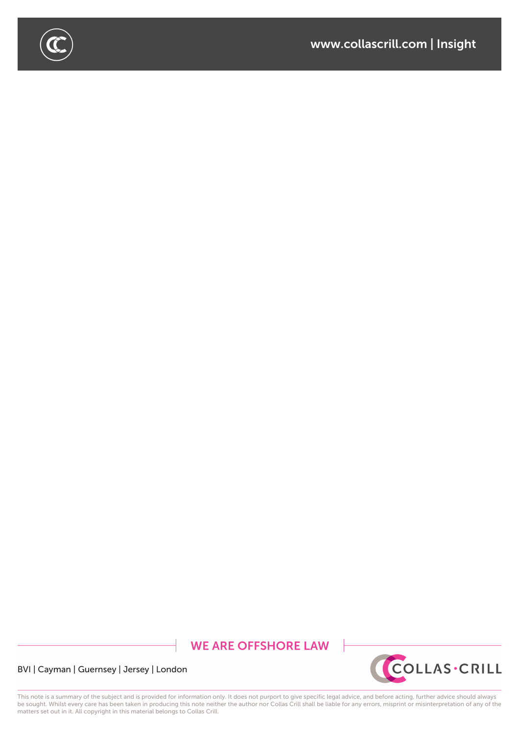WE ARE OFFSHORE LAW

BVI | Cayman | Guernsey | Jersey | London

This note is a summary of the subject and is provided for information only. It does not purport to give specific legal advice, and before acting, further advice should always be sought. Whilst every care has been taken in producing this note neither the author nor Collas Crill shall be liable for any errors, misprint or misinterpretation of any of the matters set out in it. All copyright in this material belongs to Collas Crill.